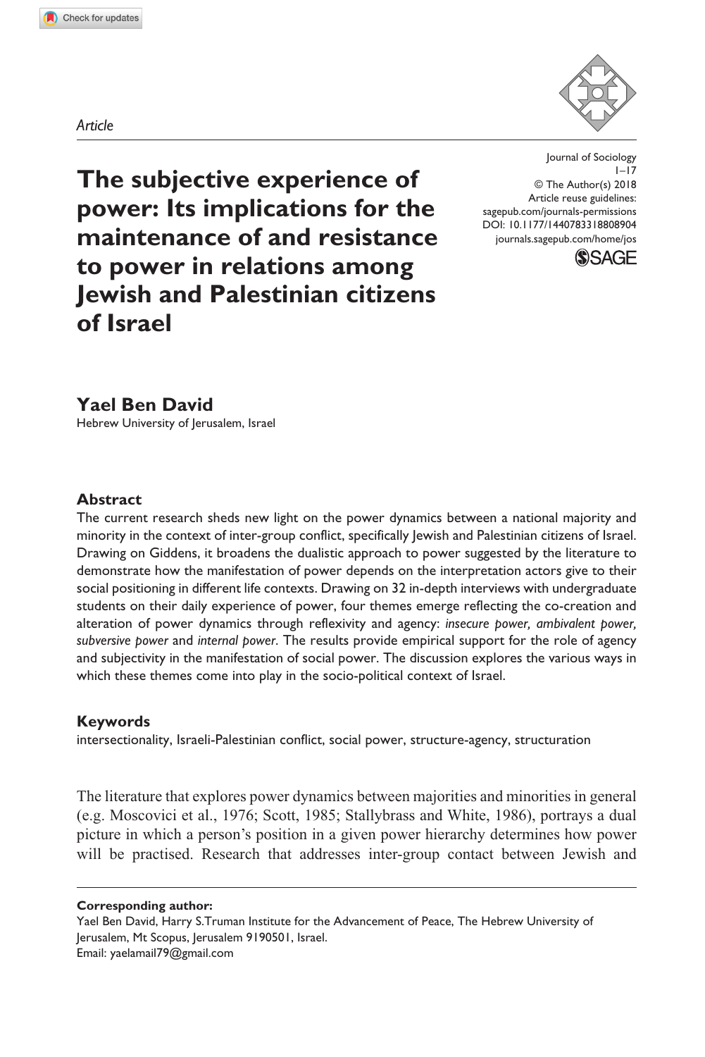*Article*

Journal of Sociology
© The Author(s) 2018
Article reuse guidelines:
sagepub.com/journals-permissions
DOI: 10.1177/1440783318808904
journals.sagepub.com/home/jos

# The subjective experience of power: Its implications for the maintenance of and resistance to power in relations among Jewish and Palestinian citizens of Israel

**Yael Ben David**
Hebrew University of Jerusalem, Israel

## Abstract

The current research sheds new light on the power dynamics between a national majority and minority in the context of inter-group conflict, specifically Jewish and Palestinian citizens of Israel. Drawing on Giddens, it broadens the dualistic approach to power suggested by the literature to demonstrate how the manifestation of power depends on the interpretation actors give to their social positioning in different life contexts. Drawing on 32 in-depth interviews with undergraduate students on their daily experience of power, four themes emerge reflecting the co-creation and alteration of power dynamics through reflexivity and agency: *insecure power, ambivalent power, subversive power* and *internal power*. The results provide empirical support for the role of agency and subjectivity in the manifestation of social power. The discussion explores the various ways in which these themes come into play in the socio-political context of Israel.

## Keywords

intersectionality, Israeli-Palestinian conflict, social power, structure-agency, structuration

The literature that explores power dynamics between majorities and minorities in general (e.g. Moscovici et al., 1976; Scott, 1985; Stallybrass and White, 1986), portrays a dual picture in which a person's position in a given power hierarchy determines how power will be practised. Research that addresses inter-group contact between Jewish and

---

**Corresponding author:**
Yael Ben David, Harry S.Truman Institute for the Advancement of Peace, The Hebrew University of Jerusalem, Mt Scopus, Jerusalem 9190501, Israel.
Email: yaelamail79@gmail.com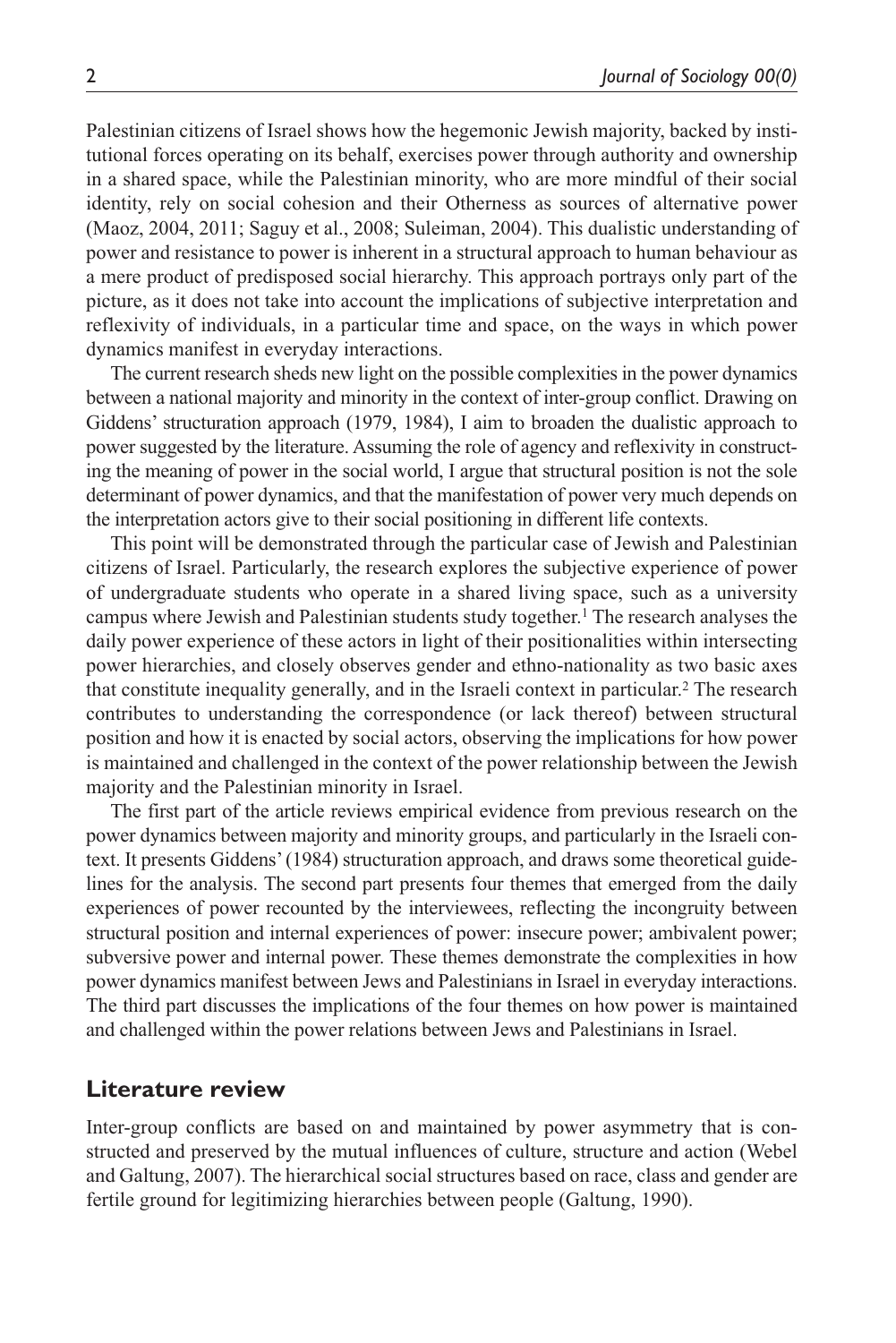Palestinian citizens of Israel shows how the hegemonic Jewish majority, backed by institutional forces operating on its behalf, exercises power through authority and ownership in a shared space, while the Palestinian minority, who are more mindful of their social identity, rely on social cohesion and their Otherness as sources of alternative power (Maoz, 2004, 2011; Saguy et al., 2008; Suleiman, 2004). This dualistic understanding of power and resistance to power is inherent in a structural approach to human behaviour as a mere product of predisposed social hierarchy. This approach portrays only part of the picture, as it does not take into account the implications of subjective interpretation and reflexivity of individuals, in a particular time and space, on the ways in which power dynamics manifest in everyday interactions.

The current research sheds new light on the possible complexities in the power dynamics between a national majority and minority in the context of inter-group conflict. Drawing on Giddens' structuration approach (1979, 1984), I aim to broaden the dualistic approach to power suggested by the literature. Assuming the role of agency and reflexivity in constructing the meaning of power in the social world, I argue that structural position is not the sole determinant of power dynamics, and that the manifestation of power very much depends on the interpretation actors give to their social positioning in different life contexts.

This point will be demonstrated through the particular case of Jewish and Palestinian citizens of Israel. Particularly, the research explores the subjective experience of power of undergraduate students who operate in a shared living space, such as a university campus where Jewish and Palestinian students study together.[1] The research analyses the daily power experience of these actors in light of their positionalities within intersecting power hierarchies, and closely observes gender and ethno-nationality as two basic axes that constitute inequality generally, and in the Israeli context in particular.[2] The research contributes to understanding the correspondence (or lack thereof) between structural position and how it is enacted by social actors, observing the implications for how power is maintained and challenged in the context of the power relationship between the Jewish majority and the Palestinian minority in Israel.

The first part of the article reviews empirical evidence from previous research on the power dynamics between majority and minority groups, and particularly in the Israeli context. It presents Giddens' (1984) structuration approach, and draws some theoretical guidelines for the analysis. The second part presents four themes that emerged from the daily experiences of power recounted by the interviewees, reflecting the incongruity between structural position and internal experiences of power: insecure power; ambivalent power; subversive power and internal power. These themes demonstrate the complexities in how power dynamics manifest between Jews and Palestinians in Israel in everyday interactions. The third part discusses the implications of the four themes on how power is maintained and challenged within the power relations between Jews and Palestinians in Israel.

## Literature review

Inter-group conflicts are based on and maintained by power asymmetry that is constructed and preserved by the mutual influences of culture, structure and action (Webel and Galtung, 2007). The hierarchical social structures based on race, class and gender are fertile ground for legitimizing hierarchies between people (Galtung, 1990).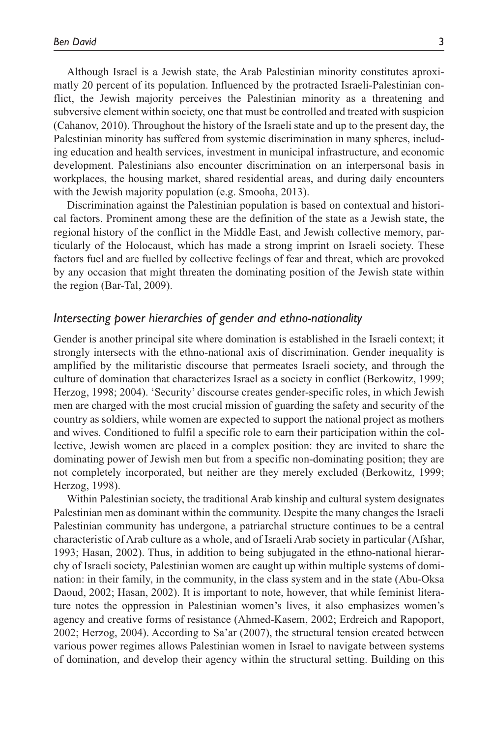Although Israel is a Jewish state, the Arab Palestinian minority constitutes aproximatly 20 percent of its population. Influenced by the protracted Israeli-Palestinian conflict, the Jewish majority perceives the Palestinian minority as a threatening and subversive element within society, one that must be controlled and treated with suspicion (Cahanov, 2010). Throughout the history of the Israeli state and up to the present day, the Palestinian minority has suffered from systemic discrimination in many spheres, including education and health services, investment in municipal infrastructure, and economic development. Palestinians also encounter discrimination on an interpersonal basis in workplaces, the housing market, shared residential areas, and during daily encounters with the Jewish majority population (e.g. Smooha, 2013).

Discrimination against the Palestinian population is based on contextual and historical factors. Prominent among these are the definition of the state as a Jewish state, the regional history of the conflict in the Middle East, and Jewish collective memory, particularly of the Holocaust, which has made a strong imprint on Israeli society. These factors fuel and are fuelled by collective feelings of fear and threat, which are provoked by any occasion that might threaten the dominating position of the Jewish state within the region (Bar-Tal, 2009).

## *Intersecting power hierarchies of gender and ethno-nationality*

Gender is another principal site where domination is established in the Israeli context; it strongly intersects with the ethno-national axis of discrimination. Gender inequality is amplified by the militaristic discourse that permeates Israeli society, and through the culture of domination that characterizes Israel as a society in conflict (Berkowitz, 1999; Herzog, 1998; 2004). 'Security' discourse creates gender-specific roles, in which Jewish men are charged with the most crucial mission of guarding the safety and security of the country as soldiers, while women are expected to support the national project as mothers and wives. Conditioned to fulfil a specific role to earn their participation within the collective, Jewish women are placed in a complex position: they are invited to share the dominating power of Jewish men but from a specific non-dominating position; they are not completely incorporated, but neither are they merely excluded (Berkowitz, 1999; Herzog, 1998).

Within Palestinian society, the traditional Arab kinship and cultural system designates Palestinian men as dominant within the community. Despite the many changes the Israeli Palestinian community has undergone, a patriarchal structure continues to be a central characteristic of Arab culture as a whole, and of Israeli Arab society in particular (Afshar, 1993; Hasan, 2002). Thus, in addition to being subjugated in the ethno-national hierarchy of Israeli society, Palestinian women are caught up within multiple systems of domination: in their family, in the community, in the class system and in the state (Abu-Oksa Daoud, 2002; Hasan, 2002). It is important to note, however, that while feminist literature notes the oppression in Palestinian women's lives, it also emphasizes women's agency and creative forms of resistance (Ahmed-Kasem, 2002; Erdreich and Rapoport, 2002; Herzog, 2004). According to Sa'ar (2007), the structural tension created between various power regimes allows Palestinian women in Israel to navigate between systems of domination, and develop their agency within the structural setting. Building on this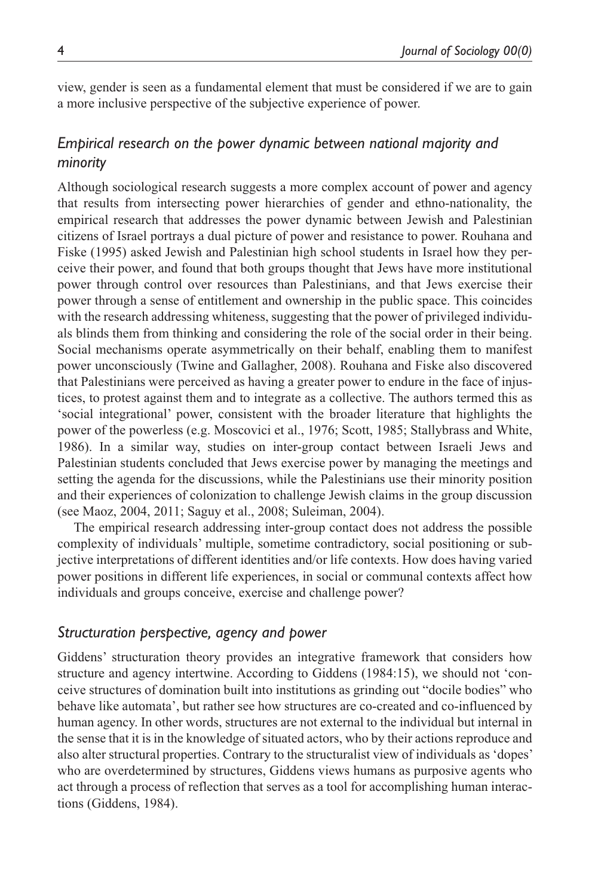view, gender is seen as a fundamental element that must be considered if we are to gain a more inclusive perspective of the subjective experience of power.

## *Empirical research on the power dynamic between national majority and minority*

Although sociological research suggests a more complex account of power and agency that results from intersecting power hierarchies of gender and ethno-nationality, the empirical research that addresses the power dynamic between Jewish and Palestinian citizens of Israel portrays a dual picture of power and resistance to power. Rouhana and Fiske (1995) asked Jewish and Palestinian high school students in Israel how they perceive their power, and found that both groups thought that Jews have more institutional power through control over resources than Palestinians, and that Jews exercise their power through a sense of entitlement and ownership in the public space. This coincides with the research addressing whiteness, suggesting that the power of privileged individuals blinds them from thinking and considering the role of the social order in their being. Social mechanisms operate asymmetrically on their behalf, enabling them to manifest power unconsciously (Twine and Gallagher, 2008). Rouhana and Fiske also discovered that Palestinians were perceived as having a greater power to endure in the face of injustices, to protest against them and to integrate as a collective. The authors termed this as 'social integrational' power, consistent with the broader literature that highlights the power of the powerless (e.g. Moscovici et al., 1976; Scott, 1985; Stallybrass and White, 1986). In a similar way, studies on inter-group contact between Israeli Jews and Palestinian students concluded that Jews exercise power by managing the meetings and setting the agenda for the discussions, while the Palestinians use their minority position and their experiences of colonization to challenge Jewish claims in the group discussion (see Maoz, 2004, 2011; Saguy et al., 2008; Suleiman, 2004).

The empirical research addressing inter-group contact does not address the possible complexity of individuals' multiple, sometime contradictory, social positioning or subjective interpretations of different identities and/or life contexts. How does having varied power positions in different life experiences, in social or communal contexts affect how individuals and groups conceive, exercise and challenge power?

## *Structuration perspective, agency and power*

Giddens' structuration theory provides an integrative framework that considers how structure and agency intertwine. According to Giddens (1984:15), we should not 'conceive structures of domination built into institutions as grinding out "docile bodies" who behave like automata', but rather see how structures are co-created and co-influenced by human agency. In other words, structures are not external to the individual but internal in the sense that it is in the knowledge of situated actors, who by their actions reproduce and also alter structural properties. Contrary to the structuralist view of individuals as 'dopes' who are overdetermined by structures, Giddens views humans as purposive agents who act through a process of reflection that serves as a tool for accomplishing human interactions (Giddens, 1984).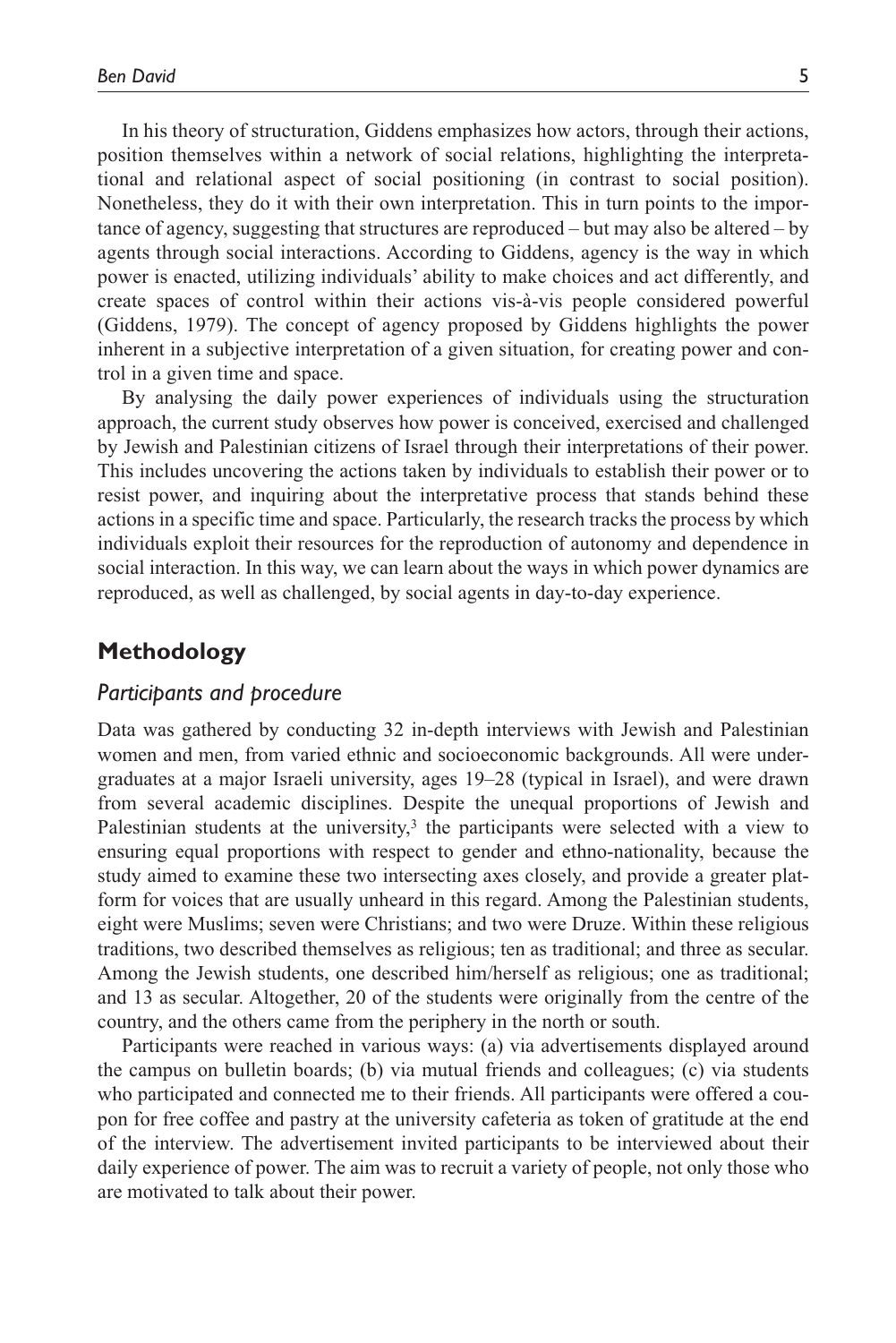In his theory of structuration, Giddens emphasizes how actors, through their actions, position themselves within a network of social relations, highlighting the interpretational and relational aspect of social positioning (in contrast to social position). Nonetheless, they do it with their own interpretation. This in turn points to the importance of agency, suggesting that structures are reproduced – but may also be altered – by agents through social interactions. According to Giddens, agency is the way in which power is enacted, utilizing individuals' ability to make choices and act differently, and create spaces of control within their actions vis-à-vis people considered powerful (Giddens, 1979). The concept of agency proposed by Giddens highlights the power inherent in a subjective interpretation of a given situation, for creating power and control in a given time and space.

By analysing the daily power experiences of individuals using the structuration approach, the current study observes how power is conceived, exercised and challenged by Jewish and Palestinian citizens of Israel through their interpretations of their power. This includes uncovering the actions taken by individuals to establish their power or to resist power, and inquiring about the interpretative process that stands behind these actions in a specific time and space. Particularly, the research tracks the process by which individuals exploit their resources for the reproduction of autonomy and dependence in social interaction. In this way, we can learn about the ways in which power dynamics are reproduced, as well as challenged, by social agents in day-to-day experience.

## Methodology

### *Participants and procedure*

Data was gathered by conducting 32 in-depth interviews with Jewish and Palestinian women and men, from varied ethnic and socioeconomic backgrounds. All were undergraduates at a major Israeli university, ages 19–28 (typical in Israel), and were drawn from several academic disciplines. Despite the unequal proportions of Jewish and Palestinian students at the university,[3] the participants were selected with a view to ensuring equal proportions with respect to gender and ethno-nationality, because the study aimed to examine these two intersecting axes closely, and provide a greater platform for voices that are usually unheard in this regard. Among the Palestinian students, eight were Muslims; seven were Christians; and two were Druze. Within these religious traditions, two described themselves as religious; ten as traditional; and three as secular. Among the Jewish students, one described him/herself as religious; one as traditional; and 13 as secular. Altogether, 20 of the students were originally from the centre of the country, and the others came from the periphery in the north or south.

Participants were reached in various ways: (a) via advertisements displayed around the campus on bulletin boards; (b) via mutual friends and colleagues; (c) via students who participated and connected me to their friends. All participants were offered a coupon for free coffee and pastry at the university cafeteria as token of gratitude at the end of the interview. The advertisement invited participants to be interviewed about their daily experience of power. The aim was to recruit a variety of people, not only those who are motivated to talk about their power.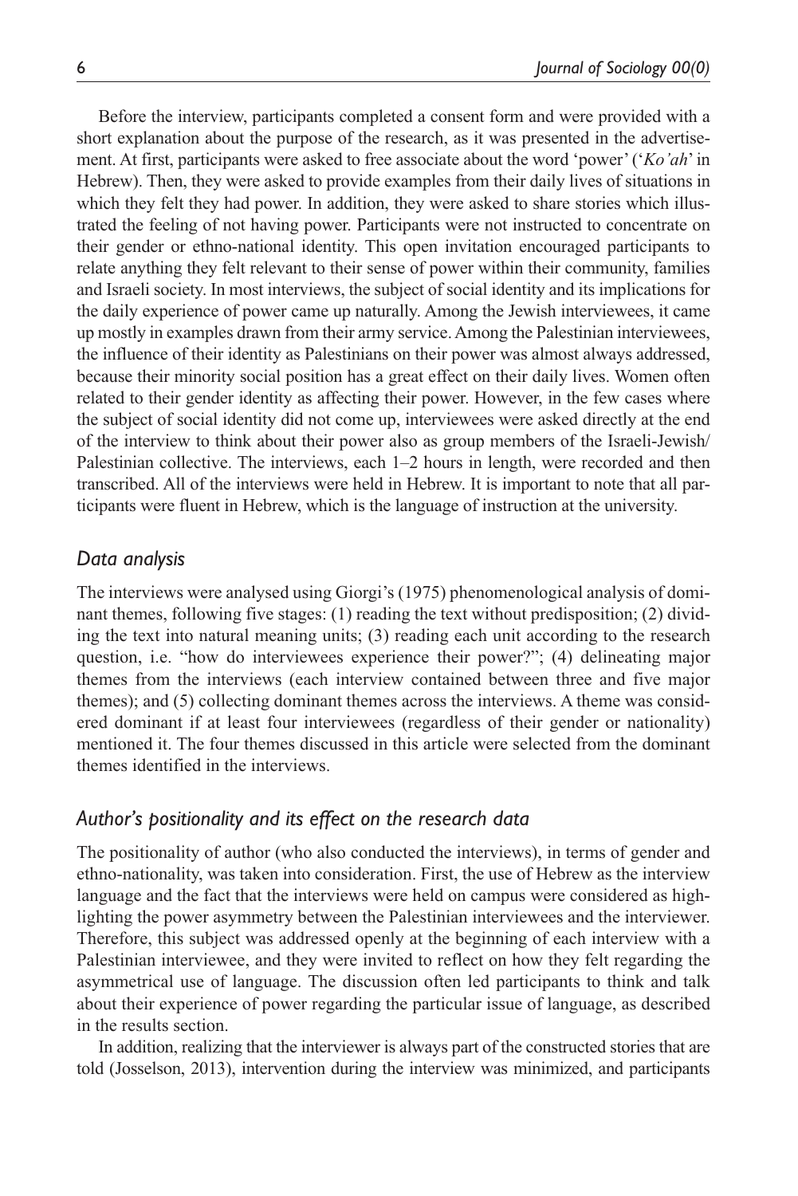Before the interview, participants completed a consent form and were provided with a short explanation about the purpose of the research, as it was presented in the advertisement. At first, participants were asked to free associate about the word 'power' ('*Ko'ah*' in Hebrew). Then, they were asked to provide examples from their daily lives of situations in which they felt they had power. In addition, they were asked to share stories which illustrated the feeling of not having power. Participants were not instructed to concentrate on their gender or ethno-national identity. This open invitation encouraged participants to relate anything they felt relevant to their sense of power within their community, families and Israeli society. In most interviews, the subject of social identity and its implications for the daily experience of power came up naturally. Among the Jewish interviewees, it came up mostly in examples drawn from their army service. Among the Palestinian interviewees, the influence of their identity as Palestinians on their power was almost always addressed, because their minority social position has a great effect on their daily lives. Women often related to their gender identity as affecting their power. However, in the few cases where the subject of social identity did not come up, interviewees were asked directly at the end of the interview to think about their power also as group members of the Israeli-Jewish/Palestinian collective. The interviews, each 1–2 hours in length, were recorded and then transcribed. All of the interviews were held in Hebrew. It is important to note that all participants were fluent in Hebrew, which is the language of instruction at the university.

### *Data analysis*

The interviews were analysed using Giorgi's (1975) phenomenological analysis of dominant themes, following five stages: (1) reading the text without predisposition; (2) dividing the text into natural meaning units; (3) reading each unit according to the research question, i.e. "how do interviewees experience their power?"; (4) delineating major themes from the interviews (each interview contained between three and five major themes); and (5) collecting dominant themes across the interviews. A theme was considered dominant if at least four interviewees (regardless of their gender or nationality) mentioned it. The four themes discussed in this article were selected from the dominant themes identified in the interviews.

### *Author's positionality and its effect on the research data*

The positionality of author (who also conducted the interviews), in terms of gender and ethno-nationality, was taken into consideration. First, the use of Hebrew as the interview language and the fact that the interviews were held on campus were considered as highlighting the power asymmetry between the Palestinian interviewees and the interviewer. Therefore, this subject was addressed openly at the beginning of each interview with a Palestinian interviewee, and they were invited to reflect on how they felt regarding the asymmetrical use of language. The discussion often led participants to think and talk about their experience of power regarding the particular issue of language, as described in the results section.

In addition, realizing that the interviewer is always part of the constructed stories that are told (Josselson, 2013), intervention during the interview was minimized, and participants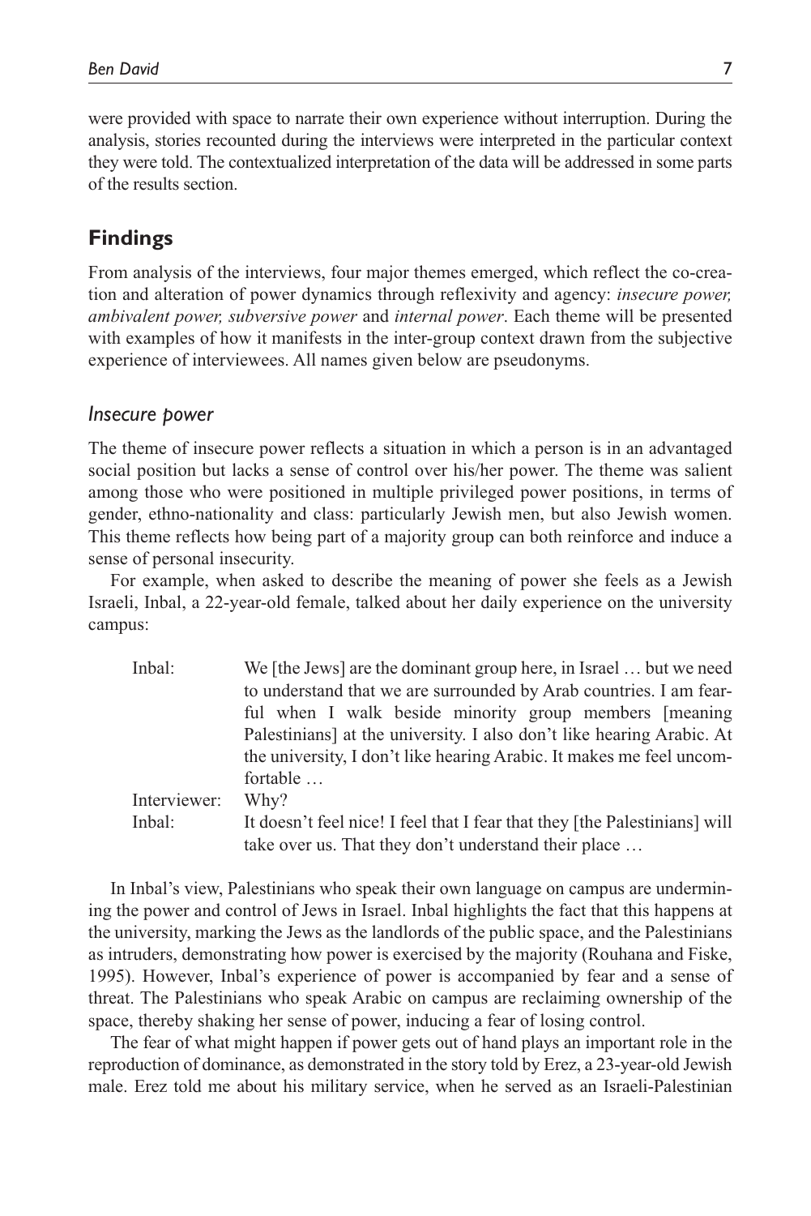were provided with space to narrate their own experience without interruption. During the analysis, stories recounted during the interviews were interpreted in the particular context they were told. The contextualized interpretation of the data will be addressed in some parts of the results section.

## Findings

From analysis of the interviews, four major themes emerged, which reflect the co-creation and alteration of power dynamics through reflexivity and agency: *insecure power, ambivalent power, subversive power* and *internal power*. Each theme will be presented with examples of how it manifests in the inter-group context drawn from the subjective experience of interviewees. All names given below are pseudonyms.

### *Insecure power*

The theme of insecure power reflects a situation in which a person is in an advantaged social position but lacks a sense of control over his/her power. The theme was salient among those who were positioned in multiple privileged power positions, in terms of gender, ethno-nationality and class: particularly Jewish men, but also Jewish women. This theme reflects how being part of a majority group can both reinforce and induce a sense of personal insecurity.

For example, when asked to describe the meaning of power she feels as a Jewish Israeli, Inbal, a 22-year-old female, talked about her daily experience on the university campus:

| | |
|---|---|
| Inbal: | We [the Jews] are the dominant group here, in Israel … but we need to understand that we are surrounded by Arab countries. I am fearful when I walk beside minority group members [meaning Palestinians] at the university. I also don't like hearing Arabic. At the university, I don't like hearing Arabic. It makes me feel uncomfortable … |
| Interviewer: | Why? |
| Inbal: | It doesn't feel nice! I feel that I fear that they [the Palestinians] will take over us. That they don't understand their place … |

In Inbal's view, Palestinians who speak their own language on campus are undermining the power and control of Jews in Israel. Inbal highlights the fact that this happens at the university, marking the Jews as the landlords of the public space, and the Palestinians as intruders, demonstrating how power is exercised by the majority (Rouhana and Fiske, 1995). However, Inbal's experience of power is accompanied by fear and a sense of threat. The Palestinians who speak Arabic on campus are reclaiming ownership of the space, thereby shaking her sense of power, inducing a fear of losing control.

The fear of what might happen if power gets out of hand plays an important role in the reproduction of dominance, as demonstrated in the story told by Erez, a 23-year-old Jewish male. Erez told me about his military service, when he served as an Israeli-Palestinian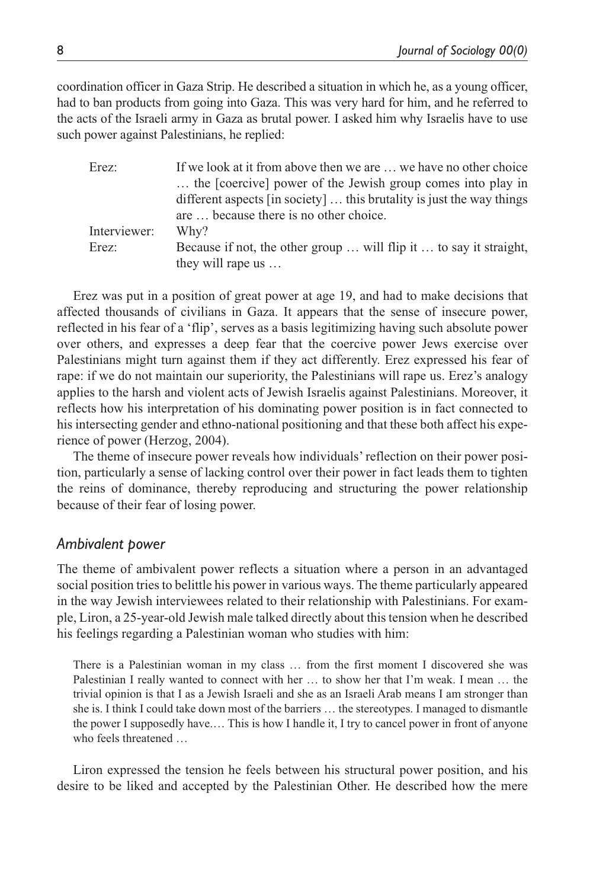coordination officer in Gaza Strip. He described a situation in which he, as a young officer, had to ban products from going into Gaza. This was very hard for him, and he referred to the acts of the Israeli army in Gaza as brutal power. I asked him why Israelis have to use such power against Palestinians, he replied:

| | |
|---|---|
| Erez: | If we look at it from above then we are … we have no other choice … the [coercive] power of the Jewish group comes into play in different aspects [in society] … this brutality is just the way things are … because there is no other choice. |
| Interviewer: | Why? |
| Erez: | Because if not, the other group … will flip it … to say it straight, they will rape us … |

Erez was put in a position of great power at age 19, and had to make decisions that affected thousands of civilians in Gaza. It appears that the sense of insecure power, reflected in his fear of a 'flip', serves as a basis legitimizing having such absolute power over others, and expresses a deep fear that the coercive power Jews exercise over Palestinians might turn against them if they act differently. Erez expressed his fear of rape: if we do not maintain our superiority, the Palestinians will rape us. Erez's analogy applies to the harsh and violent acts of Jewish Israelis against Palestinians. Moreover, it reflects how his interpretation of his dominating power position is in fact connected to his intersecting gender and ethno-national positioning and that these both affect his experience of power (Herzog, 2004).

The theme of insecure power reveals how individuals' reflection on their power position, particularly a sense of lacking control over their power in fact leads them to tighten the reins of dominance, thereby reproducing and structuring the power relationship because of their fear of losing power.

### *Ambivalent power*

The theme of ambivalent power reflects a situation where a person in an advantaged social position tries to belittle his power in various ways. The theme particularly appeared in the way Jewish interviewees related to their relationship with Palestinians. For example, Liron, a 25-year-old Jewish male talked directly about this tension when he described his feelings regarding a Palestinian woman who studies with him:

> There is a Palestinian woman in my class … from the first moment I discovered she was Palestinian I really wanted to connect with her … to show her that I'm weak. I mean … the trivial opinion is that I as a Jewish Israeli and she as an Israeli Arab means I am stronger than she is. I think I could take down most of the barriers … the stereotypes. I managed to dismantle the power I supposedly have.… This is how I handle it, I try to cancel power in front of anyone who feels threatened …

Liron expressed the tension he feels between his structural power position, and his desire to be liked and accepted by the Palestinian Other. He described how the mere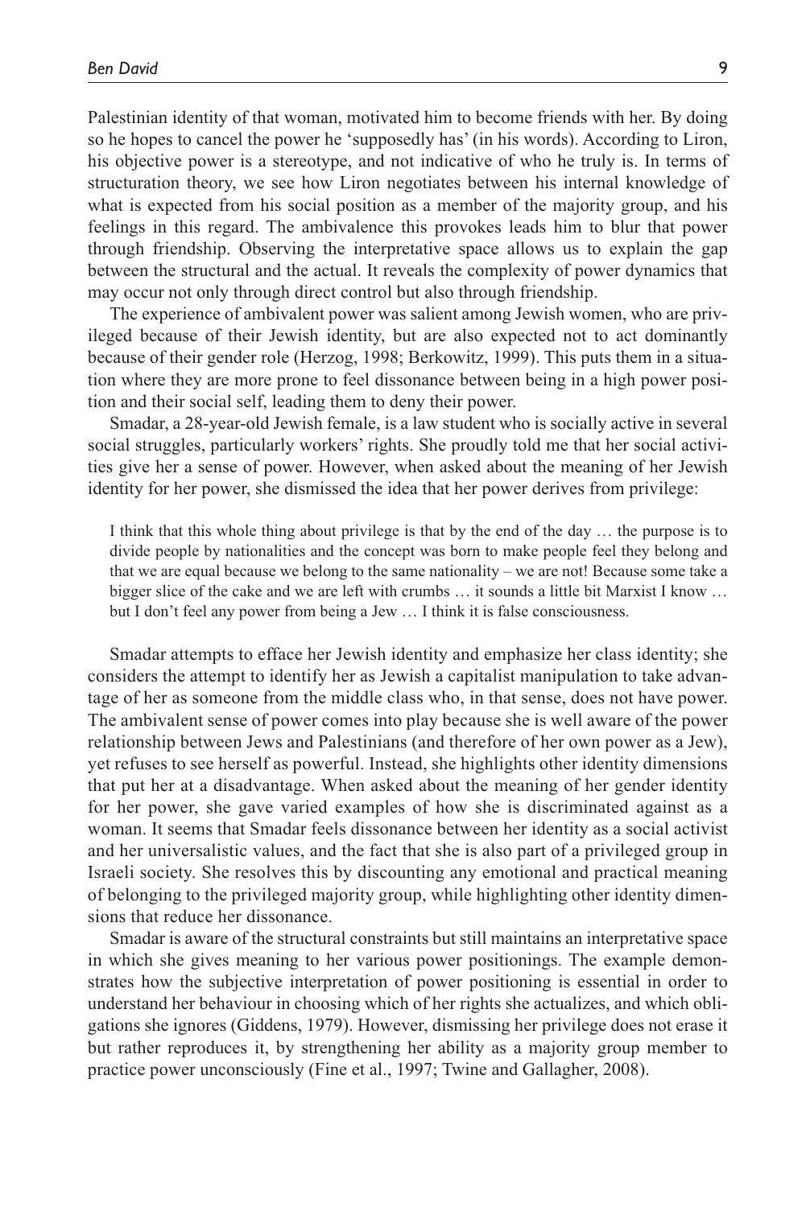Palestinian identity of that woman, motivated him to become friends with her. By doing so he hopes to cancel the power he 'supposedly has' (in his words). According to Liron, his objective power is a stereotype, and not indicative of who he truly is. In terms of structuration theory, we see how Liron negotiates between his internal knowledge of what is expected from his social position as a member of the majority group, and his feelings in this regard. The ambivalence this provokes leads him to blur that power through friendship. Observing the interpretative space allows us to explain the gap between the structural and the actual. It reveals the complexity of power dynamics that may occur not only through direct control but also through friendship.

The experience of ambivalent power was salient among Jewish women, who are privileged because of their Jewish identity, but are also expected not to act dominantly because of their gender role (Herzog, 1998; Berkowitz, 1999). This puts them in a situation where they are more prone to feel dissonance between being in a high power position and their social self, leading them to deny their power.

Smadar, a 28-year-old Jewish female, is a law student who is socially active in several social struggles, particularly workers' rights. She proudly told me that her social activities give her a sense of power. However, when asked about the meaning of her Jewish identity for her power, she dismissed the idea that her power derives from privilege:

> I think that this whole thing about privilege is that by the end of the day … the purpose is to divide people by nationalities and the concept was born to make people feel they belong and that we are equal because we belong to the same nationality – we are not! Because some take a bigger slice of the cake and we are left with crumbs … it sounds a little bit Marxist I know … but I don't feel any power from being a Jew … I think it is false consciousness.

Smadar attempts to efface her Jewish identity and emphasize her class identity; she considers the attempt to identify her as Jewish a capitalist manipulation to take advantage of her as someone from the middle class who, in that sense, does not have power. The ambivalent sense of power comes into play because she is well aware of the power relationship between Jews and Palestinians (and therefore of her own power as a Jew), yet refuses to see herself as powerful. Instead, she highlights other identity dimensions that put her at a disadvantage. When asked about the meaning of her gender identity for her power, she gave varied examples of how she is discriminated against as a woman. It seems that Smadar feels dissonance between her identity as a social activist and her universalistic values, and the fact that she is also part of a privileged group in Israeli society. She resolves this by discounting any emotional and practical meaning of belonging to the privileged majority group, while highlighting other identity dimensions that reduce her dissonance.

Smadar is aware of the structural constraints but still maintains an interpretative space in which she gives meaning to her various power positionings. The example demonstrates how the subjective interpretation of power positioning is essential in order to understand her behaviour in choosing which of her rights she actualizes, and which obligations she ignores (Giddens, 1979). However, dismissing her privilege does not erase it but rather reproduces it, by strengthening her ability as a majority group member to practice power unconsciously (Fine et al., 1997; Twine and Gallagher, 2008).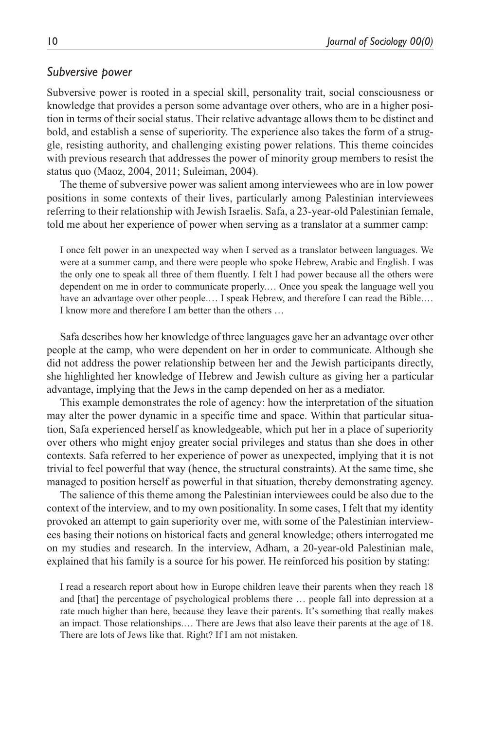### *Subversive power*

Subversive power is rooted in a special skill, personality trait, social consciousness or knowledge that provides a person some advantage over others, who are in a higher position in terms of their social status. Their relative advantage allows them to be distinct and bold, and establish a sense of superiority. The experience also takes the form of a struggle, resisting authority, and challenging existing power relations. This theme coincides with previous research that addresses the power of minority group members to resist the status quo (Maoz, 2004, 2011; Suleiman, 2004).

The theme of subversive power was salient among interviewees who are in low power positions in some contexts of their lives, particularly among Palestinian interviewees referring to their relationship with Jewish Israelis. Safa, a 23-year-old Palestinian female, told me about her experience of power when serving as a translator at a summer camp:

> I once felt power in an unexpected way when I served as a translator between languages. We were at a summer camp, and there were people who spoke Hebrew, Arabic and English. I was the only one to speak all three of them fluently. I felt I had power because all the others were dependent on me in order to communicate properly.… Once you speak the language well you have an advantage over other people.… I speak Hebrew, and therefore I can read the Bible.… I know more and therefore I am better than the others …

Safa describes how her knowledge of three languages gave her an advantage over other people at the camp, who were dependent on her in order to communicate. Although she did not address the power relationship between her and the Jewish participants directly, she highlighted her knowledge of Hebrew and Jewish culture as giving her a particular advantage, implying that the Jews in the camp depended on her as a mediator.

This example demonstrates the role of agency: how the interpretation of the situation may alter the power dynamic in a specific time and space. Within that particular situation, Safa experienced herself as knowledgeable, which put her in a place of superiority over others who might enjoy greater social privileges and status than she does in other contexts. Safa referred to her experience of power as unexpected, implying that it is not trivial to feel powerful that way (hence, the structural constraints). At the same time, she managed to position herself as powerful in that situation, thereby demonstrating agency.

The salience of this theme among the Palestinian interviewees could be also due to the context of the interview, and to my own positionality. In some cases, I felt that my identity provoked an attempt to gain superiority over me, with some of the Palestinian interviewees basing their notions on historical facts and general knowledge; others interrogated me on my studies and research. In the interview, Adham, a 20-year-old Palestinian male, explained that his family is a source for his power. He reinforced his position by stating:

> I read a research report about how in Europe children leave their parents when they reach 18 and [that] the percentage of psychological problems there … people fall into depression at a rate much higher than here, because they leave their parents. It's something that really makes an impact. Those relationships.… There are Jews that also leave their parents at the age of 18. There are lots of Jews like that. Right? If I am not mistaken.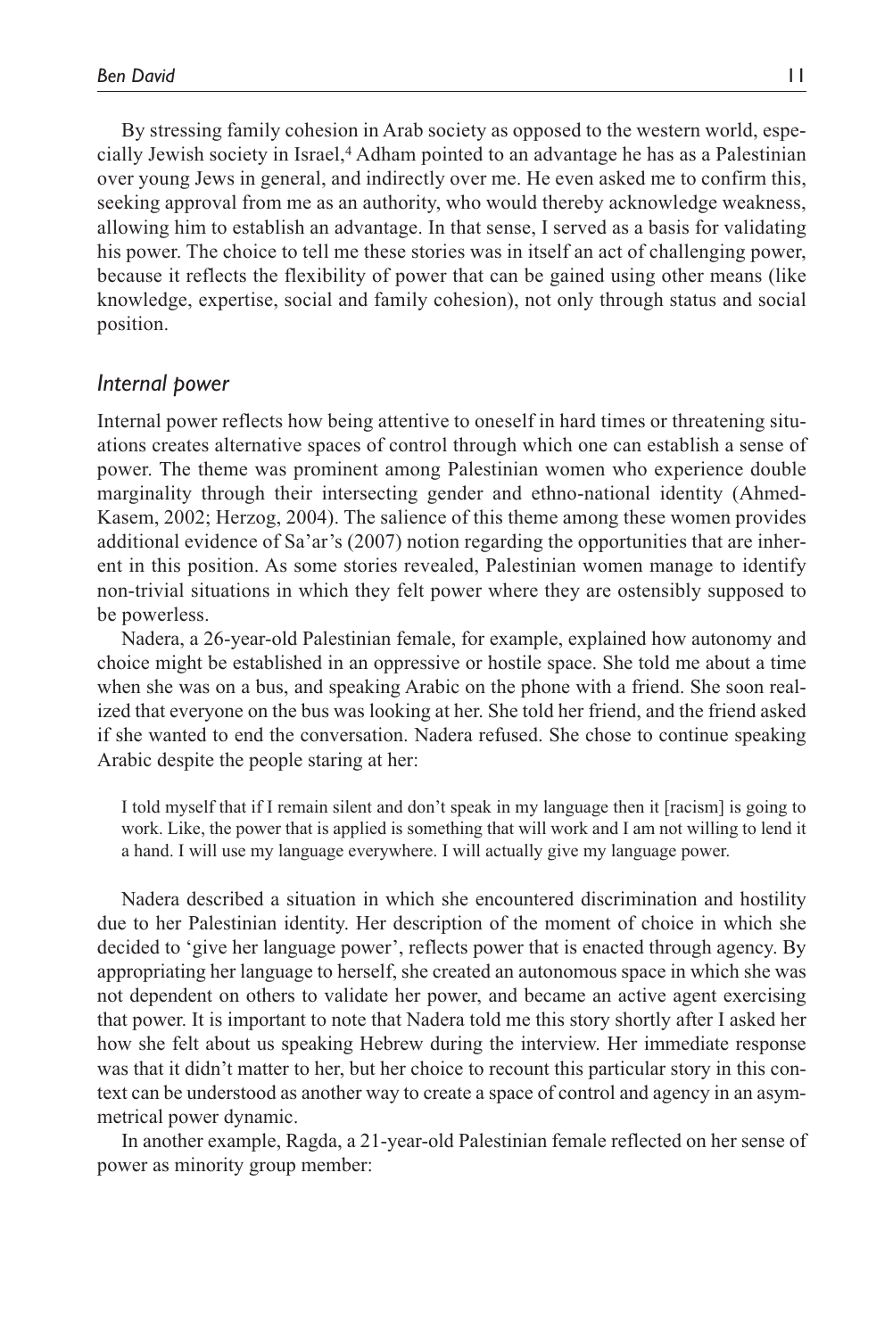By stressing family cohesion in Arab society as opposed to the western world, especially Jewish society in Israel,[4] Adham pointed to an advantage he has as a Palestinian over young Jews in general, and indirectly over me. He even asked me to confirm this, seeking approval from me as an authority, who would thereby acknowledge weakness, allowing him to establish an advantage. In that sense, I served as a basis for validating his power. The choice to tell me these stories was in itself an act of challenging power, because it reflects the flexibility of power that can be gained using other means (like knowledge, expertise, social and family cohesion), not only through status and social position.

## *Internal power*

Internal power reflects how being attentive to oneself in hard times or threatening situations creates alternative spaces of control through which one can establish a sense of power. The theme was prominent among Palestinian women who experience double marginality through their intersecting gender and ethno-national identity (Ahmed-Kasem, 2002; Herzog, 2004). The salience of this theme among these women provides additional evidence of Sa'ar's (2007) notion regarding the opportunities that are inherent in this position. As some stories revealed, Palestinian women manage to identify non-trivial situations in which they felt power where they are ostensibly supposed to be powerless.

Nadera, a 26-year-old Palestinian female, for example, explained how autonomy and choice might be established in an oppressive or hostile space. She told me about a time when she was on a bus, and speaking Arabic on the phone with a friend. She soon realized that everyone on the bus was looking at her. She told her friend, and the friend asked if she wanted to end the conversation. Nadera refused. She chose to continue speaking Arabic despite the people staring at her:

> I told myself that if I remain silent and don't speak in my language then it [racism] is going to work. Like, the power that is applied is something that will work and I am not willing to lend it a hand. I will use my language everywhere. I will actually give my language power.

Nadera described a situation in which she encountered discrimination and hostility due to her Palestinian identity. Her description of the moment of choice in which she decided to 'give her language power', reflects power that is enacted through agency. By appropriating her language to herself, she created an autonomous space in which she was not dependent on others to validate her power, and became an active agent exercising that power. It is important to note that Nadera told me this story shortly after I asked her how she felt about us speaking Hebrew during the interview. Her immediate response was that it didn't matter to her, but her choice to recount this particular story in this context can be understood as another way to create a space of control and agency in an asymmetrical power dynamic.

In another example, Ragda, a 21-year-old Palestinian female reflected on her sense of power as minority group member: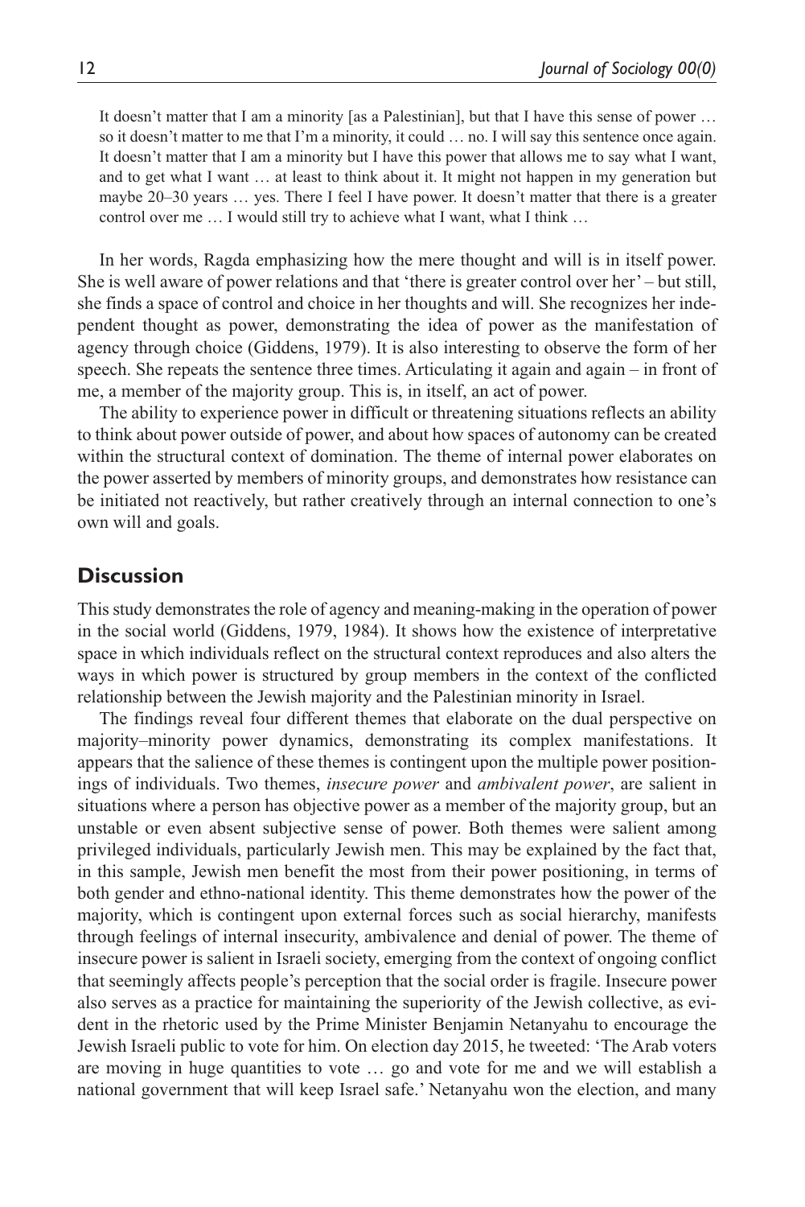> It doesn't matter that I am a minority [as a Palestinian], but that I have this sense of power … so it doesn't matter to me that I'm a minority, it could … no. I will say this sentence once again. It doesn't matter that I am a minority but I have this power that allows me to say what I want, and to get what I want … at least to think about it. It might not happen in my generation but maybe 20–30 years … yes. There I feel I have power. It doesn't matter that there is a greater control over me … I would still try to achieve what I want, what I think …

In her words, Ragda emphasizing how the mere thought and will is in itself power. She is well aware of power relations and that 'there is greater control over her' – but still, she finds a space of control and choice in her thoughts and will. She recognizes her independent thought as power, demonstrating the idea of power as the manifestation of agency through choice (Giddens, 1979). It is also interesting to observe the form of her speech. She repeats the sentence three times. Articulating it again and again – in front of me, a member of the majority group. This is, in itself, an act of power.

The ability to experience power in difficult or threatening situations reflects an ability to think about power outside of power, and about how spaces of autonomy can be created within the structural context of domination. The theme of internal power elaborates on the power asserted by members of minority groups, and demonstrates how resistance can be initiated not reactively, but rather creatively through an internal connection to one's own will and goals.

## Discussion

This study demonstrates the role of agency and meaning-making in the operation of power in the social world (Giddens, 1979, 1984). It shows how the existence of interpretative space in which individuals reflect on the structural context reproduces and also alters the ways in which power is structured by group members in the context of the conflicted relationship between the Jewish majority and the Palestinian minority in Israel.

The findings reveal four different themes that elaborate on the dual perspective on majority–minority power dynamics, demonstrating its complex manifestations. It appears that the salience of these themes is contingent upon the multiple power positionings of individuals. Two themes, *insecure power* and *ambivalent power*, are salient in situations where a person has objective power as a member of the majority group, but an unstable or even absent subjective sense of power. Both themes were salient among privileged individuals, particularly Jewish men. This may be explained by the fact that, in this sample, Jewish men benefit the most from their power positioning, in terms of both gender and ethno-national identity. This theme demonstrates how the power of the majority, which is contingent upon external forces such as social hierarchy, manifests through feelings of internal insecurity, ambivalence and denial of power. The theme of insecure power is salient in Israeli society, emerging from the context of ongoing conflict that seemingly affects people's perception that the social order is fragile. Insecure power also serves as a practice for maintaining the superiority of the Jewish collective, as evident in the rhetoric used by the Prime Minister Benjamin Netanyahu to encourage the Jewish Israeli public to vote for him. On election day 2015, he tweeted: 'The Arab voters are moving in huge quantities to vote … go and vote for me and we will establish a national government that will keep Israel safe.' Netanyahu won the election, and many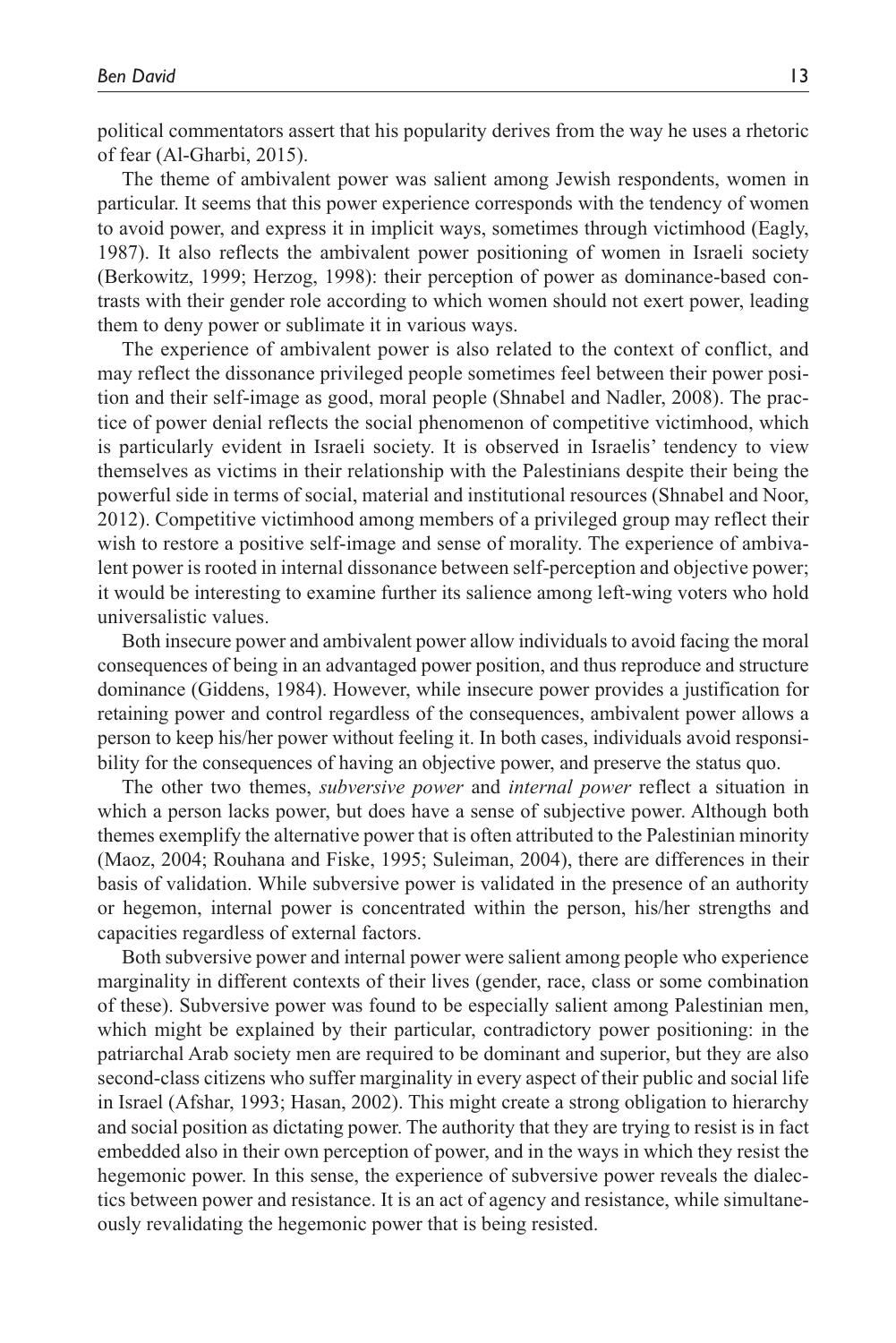political commentators assert that his popularity derives from the way he uses a rhetoric of fear (Al-Gharbi, 2015).

The theme of ambivalent power was salient among Jewish respondents, women in particular. It seems that this power experience corresponds with the tendency of women to avoid power, and express it in implicit ways, sometimes through victimhood (Eagly, 1987). It also reflects the ambivalent power positioning of women in Israeli society (Berkowitz, 1999; Herzog, 1998): their perception of power as dominance-based contrasts with their gender role according to which women should not exert power, leading them to deny power or sublimate it in various ways.

The experience of ambivalent power is also related to the context of conflict, and may reflect the dissonance privileged people sometimes feel between their power position and their self-image as good, moral people (Shnabel and Nadler, 2008). The practice of power denial reflects the social phenomenon of competitive victimhood, which is particularly evident in Israeli society. It is observed in Israelis' tendency to view themselves as victims in their relationship with the Palestinians despite their being the powerful side in terms of social, material and institutional resources (Shnabel and Noor, 2012). Competitive victimhood among members of a privileged group may reflect their wish to restore a positive self-image and sense of morality. The experience of ambivalent power is rooted in internal dissonance between self-perception and objective power; it would be interesting to examine further its salience among left-wing voters who hold universalistic values.

Both insecure power and ambivalent power allow individuals to avoid facing the moral consequences of being in an advantaged power position, and thus reproduce and structure dominance (Giddens, 1984). However, while insecure power provides a justification for retaining power and control regardless of the consequences, ambivalent power allows a person to keep his/her power without feeling it. In both cases, individuals avoid responsibility for the consequences of having an objective power, and preserve the status quo.

The other two themes, *subversive power* and *internal power* reflect a situation in which a person lacks power, but does have a sense of subjective power. Although both themes exemplify the alternative power that is often attributed to the Palestinian minority (Maoz, 2004; Rouhana and Fiske, 1995; Suleiman, 2004), there are differences in their basis of validation. While subversive power is validated in the presence of an authority or hegemon, internal power is concentrated within the person, his/her strengths and capacities regardless of external factors.

Both subversive power and internal power were salient among people who experience marginality in different contexts of their lives (gender, race, class or some combination of these). Subversive power was found to be especially salient among Palestinian men, which might be explained by their particular, contradictory power positioning: in the patriarchal Arab society men are required to be dominant and superior, but they are also second-class citizens who suffer marginality in every aspect of their public and social life in Israel (Afshar, 1993; Hasan, 2002). This might create a strong obligation to hierarchy and social position as dictating power. The authority that they are trying to resist is in fact embedded also in their own perception of power, and in the ways in which they resist the hegemonic power. In this sense, the experience of subversive power reveals the dialectics between power and resistance. It is an act of agency and resistance, while simultaneously revalidating the hegemonic power that is being resisted.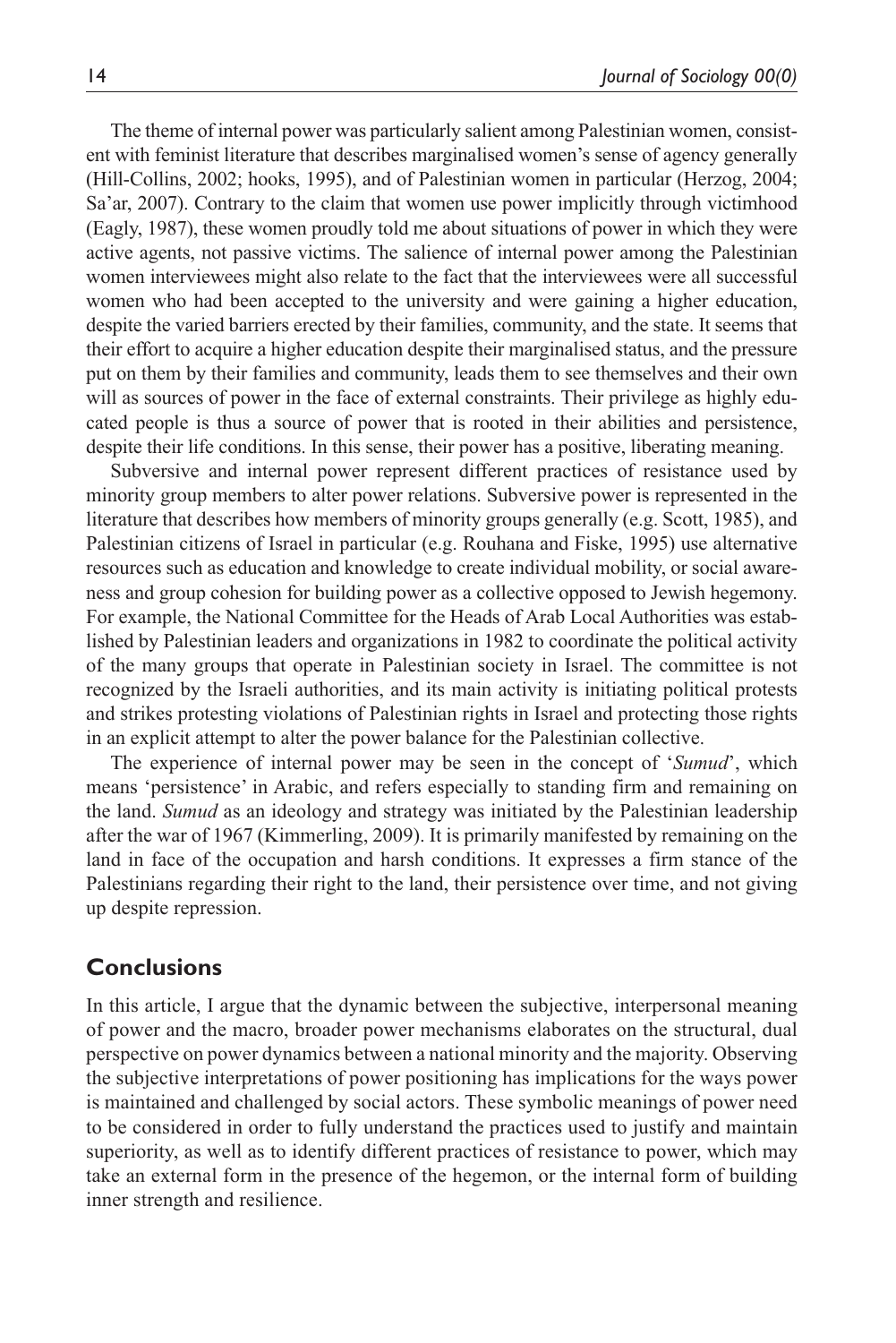The theme of internal power was particularly salient among Palestinian women, consistent with feminist literature that describes marginalised women's sense of agency generally (Hill-Collins, 2002; hooks, 1995), and of Palestinian women in particular (Herzog, 2004; Sa'ar, 2007). Contrary to the claim that women use power implicitly through victimhood (Eagly, 1987), these women proudly told me about situations of power in which they were active agents, not passive victims. The salience of internal power among the Palestinian women interviewees might also relate to the fact that the interviewees were all successful women who had been accepted to the university and were gaining a higher education, despite the varied barriers erected by their families, community, and the state. It seems that their effort to acquire a higher education despite their marginalised status, and the pressure put on them by their families and community, leads them to see themselves and their own will as sources of power in the face of external constraints. Their privilege as highly educated people is thus a source of power that is rooted in their abilities and persistence, despite their life conditions. In this sense, their power has a positive, liberating meaning.

Subversive and internal power represent different practices of resistance used by minority group members to alter power relations. Subversive power is represented in the literature that describes how members of minority groups generally (e.g. Scott, 1985), and Palestinian citizens of Israel in particular (e.g. Rouhana and Fiske, 1995) use alternative resources such as education and knowledge to create individual mobility, or social awareness and group cohesion for building power as a collective opposed to Jewish hegemony. For example, the National Committee for the Heads of Arab Local Authorities was established by Palestinian leaders and organizations in 1982 to coordinate the political activity of the many groups that operate in Palestinian society in Israel. The committee is not recognized by the Israeli authorities, and its main activity is initiating political protests and strikes protesting violations of Palestinian rights in Israel and protecting those rights in an explicit attempt to alter the power balance for the Palestinian collective.

The experience of internal power may be seen in the concept of '*Sumud*', which means 'persistence' in Arabic, and refers especially to standing firm and remaining on the land. *Sumud* as an ideology and strategy was initiated by the Palestinian leadership after the war of 1967 (Kimmerling, 2009). It is primarily manifested by remaining on the land in face of the occupation and harsh conditions. It expresses a firm stance of the Palestinians regarding their right to the land, their persistence over time, and not giving up despite repression.

## Conclusions

In this article, I argue that the dynamic between the subjective, interpersonal meaning of power and the macro, broader power mechanisms elaborates on the structural, dual perspective on power dynamics between a national minority and the majority. Observing the subjective interpretations of power positioning has implications for the ways power is maintained and challenged by social actors. These symbolic meanings of power need to be considered in order to fully understand the practices used to justify and maintain superiority, as well as to identify different practices of resistance to power, which may take an external form in the presence of the hegemon, or the internal form of building inner strength and resilience.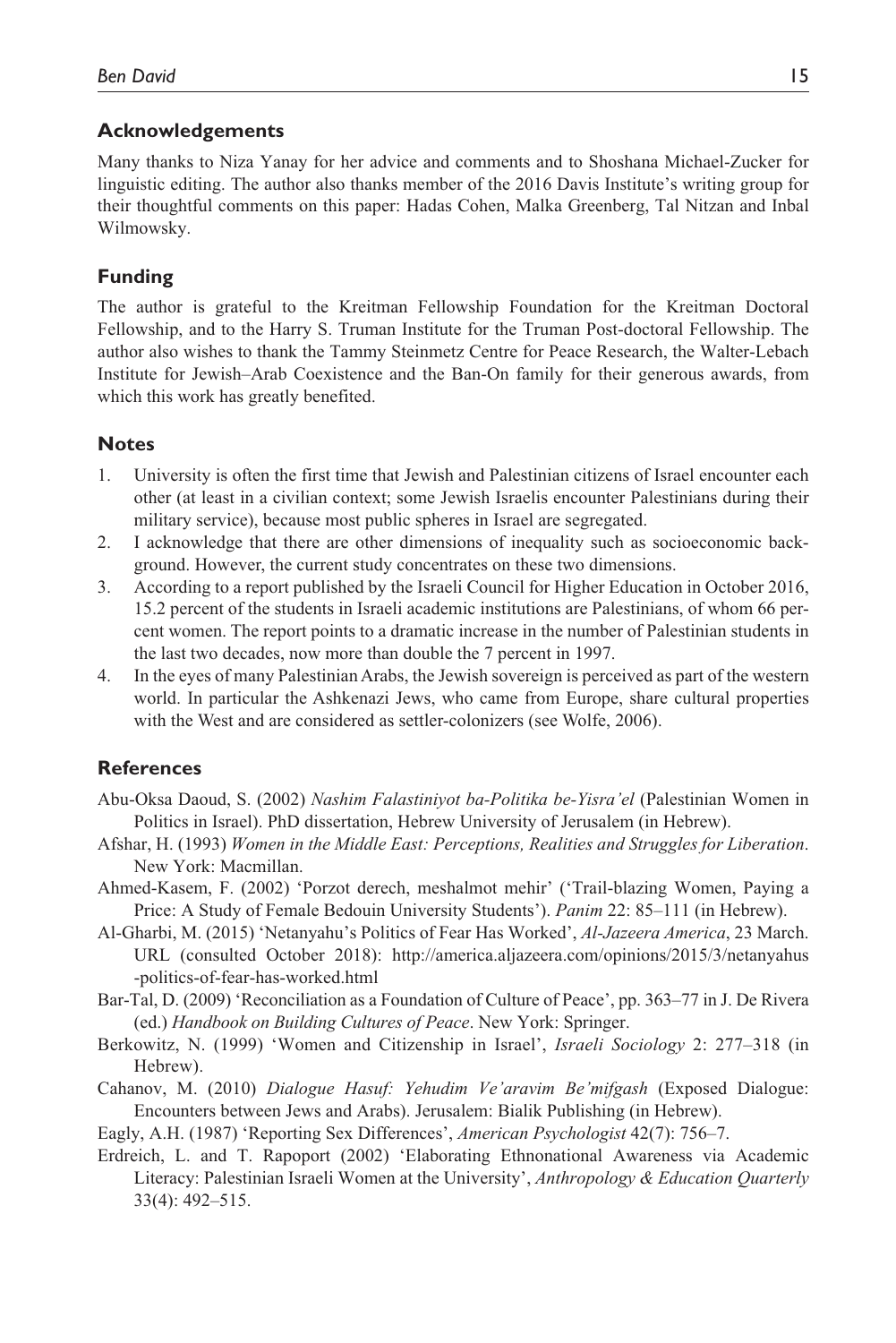## Acknowledgements

Many thanks to Niza Yanay for her advice and comments and to Shoshana Michael-Zucker for linguistic editing. The author also thanks member of the 2016 Davis Institute's writing group for their thoughtful comments on this paper: Hadas Cohen, Malka Greenberg, Tal Nitzan and Inbal Wilmowsky.

## Funding

The author is grateful to the Kreitman Fellowship Foundation for the Kreitman Doctoral Fellowship, and to the Harry S. Truman Institute for the Truman Post-doctoral Fellowship. The author also wishes to thank the Tammy Steinmetz Centre for Peace Research, the Walter-Lebach Institute for Jewish–Arab Coexistence and the Ban-On family for their generous awards, from which this work has greatly benefited.

## Notes

1. University is often the first time that Jewish and Palestinian citizens of Israel encounter each other (at least in a civilian context; some Jewish Israelis encounter Palestinians during their military service), because most public spheres in Israel are segregated.
2. I acknowledge that there are other dimensions of inequality such as socioeconomic background. However, the current study concentrates on these two dimensions.
3. According to a report published by the Israeli Council for Higher Education in October 2016, 15.2 percent of the students in Israeli academic institutions are Palestinians, of whom 66 percent women. The report points to a dramatic increase in the number of Palestinian students in the last two decades, now more than double the 7 percent in 1997.
4. In the eyes of many Palestinian Arabs, the Jewish sovereign is perceived as part of the western world. In particular the Ashkenazi Jews, who came from Europe, share cultural properties with the West and are considered as settler-colonizers (see Wolfe, 2006).

## References

Abu-Oksa Daoud, S. (2002) *Nashim Falastiniyot ba-Politika be-Yisra'el* (Palestinian Women in Politics in Israel). PhD dissertation, Hebrew University of Jerusalem (in Hebrew).

Afshar, H. (1993) *Women in the Middle East: Perceptions, Realities and Struggles for Liberation*. New York: Macmillan.

Ahmed-Kasem, F. (2002) 'Porzot derech, meshalmot mehir' ('Trail-blazing Women, Paying a Price: A Study of Female Bedouin University Students'). *Panim* 22: 85–111 (in Hebrew).

Al-Gharbi, M. (2015) 'Netanyahu's Politics of Fear Has Worked', *Al-Jazeera America*, 23 March. URL (consulted October 2018): http://america.aljazeera.com/opinions/2015/3/netanyahus-politics-of-fear-has-worked.html

Bar-Tal, D. (2009) 'Reconciliation as a Foundation of Culture of Peace', pp. 363–77 in J. De Rivera (ed.) *Handbook on Building Cultures of Peace*. New York: Springer.

Berkowitz, N. (1999) 'Women and Citizenship in Israel', *Israeli Sociology* 2: 277–318 (in Hebrew).

Cahanov, M. (2010) *Dialogue Hasuf: Yehudim Ve'aravim Be'mifgash* (Exposed Dialogue: Encounters between Jews and Arabs). Jerusalem: Bialik Publishing (in Hebrew).

Eagly, A.H. (1987) 'Reporting Sex Differences', *American Psychologist* 42(7): 756–7.

Erdreich, L. and T. Rapoport (2002) 'Elaborating Ethnonational Awareness via Academic Literacy: Palestinian Israeli Women at the University', *Anthropology & Education Quarterly* 33(4): 492–515.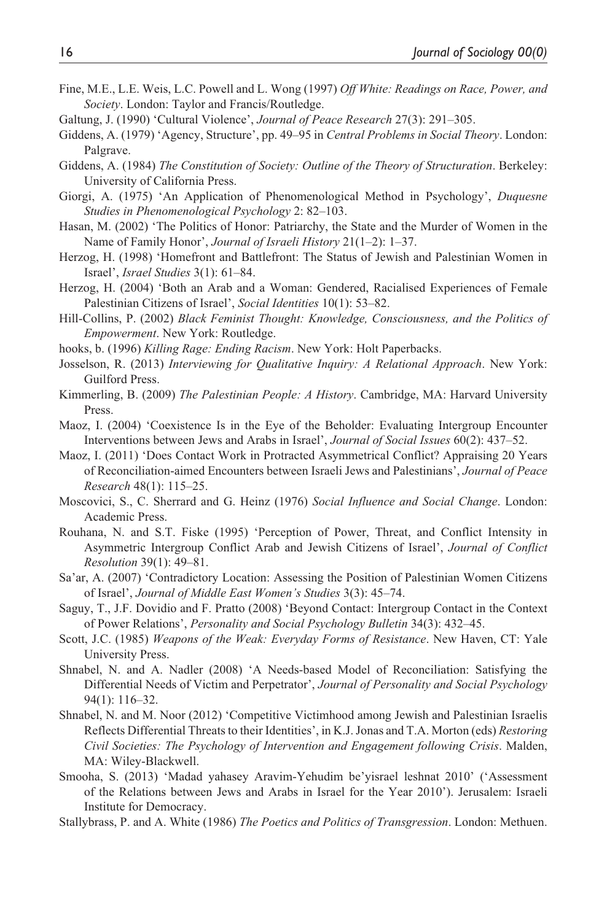Fine, M.E., L.E. Weis, L.C. Powell and L. Wong (1997) *Off White: Readings on Race, Power, and Society*. London: Taylor and Francis/Routledge.

Galtung, J. (1990) 'Cultural Violence', *Journal of Peace Research* 27(3): 291–305.

Giddens, A. (1979) 'Agency, Structure', pp. 49–95 in *Central Problems in Social Theory*. London: Palgrave.

Giddens, A. (1984) *The Constitution of Society: Outline of the Theory of Structuration*. Berkeley: University of California Press.

Giorgi, A. (1975) 'An Application of Phenomenological Method in Psychology', *Duquesne Studies in Phenomenological Psychology* 2: 82–103.

Hasan, M. (2002) 'The Politics of Honor: Patriarchy, the State and the Murder of Women in the Name of Family Honor', *Journal of Israeli History* 21(1–2): 1–37.

Herzog, H. (1998) 'Homefront and Battlefront: The Status of Jewish and Palestinian Women in Israel', *Israel Studies* 3(1): 61–84.

Herzog, H. (2004) 'Both an Arab and a Woman: Gendered, Racialised Experiences of Female Palestinian Citizens of Israel', *Social Identities* 10(1): 53–82.

Hill-Collins, P. (2002) *Black Feminist Thought: Knowledge, Consciousness, and the Politics of Empowerment*. New York: Routledge.

hooks, b. (1996) *Killing Rage: Ending Racism*. New York: Holt Paperbacks.

Josselson, R. (2013) *Interviewing for Qualitative Inquiry: A Relational Approach*. New York: Guilford Press.

Kimmerling, B. (2009) *The Palestinian People: A History*. Cambridge, MA: Harvard University Press.

Maoz, I. (2004) 'Coexistence Is in the Eye of the Beholder: Evaluating Intergroup Encounter Interventions between Jews and Arabs in Israel', *Journal of Social Issues* 60(2): 437–52.

Maoz, I. (2011) 'Does Contact Work in Protracted Asymmetrical Conflict? Appraising 20 Years of Reconciliation-aimed Encounters between Israeli Jews and Palestinians', *Journal of Peace Research* 48(1): 115–25.

Moscovici, S., C. Sherrard and G. Heinz (1976) *Social Influence and Social Change*. London: Academic Press.

Rouhana, N. and S.T. Fiske (1995) 'Perception of Power, Threat, and Conflict Intensity in Asymmetric Intergroup Conflict Arab and Jewish Citizens of Israel', *Journal of Conflict Resolution* 39(1): 49–81.

Sa'ar, A. (2007) 'Contradictory Location: Assessing the Position of Palestinian Women Citizens of Israel', *Journal of Middle East Women's Studies* 3(3): 45–74.

Saguy, T., J.F. Dovidio and F. Pratto (2008) 'Beyond Contact: Intergroup Contact in the Context of Power Relations', *Personality and Social Psychology Bulletin* 34(3): 432–45.

Scott, J.C. (1985) *Weapons of the Weak: Everyday Forms of Resistance*. New Haven, CT: Yale University Press.

Shnabel, N. and A. Nadler (2008) 'A Needs-based Model of Reconciliation: Satisfying the Differential Needs of Victim and Perpetrator', *Journal of Personality and Social Psychology* 94(1): 116–32.

Shnabel, N. and M. Noor (2012) 'Competitive Victimhood among Jewish and Palestinian Israelis Reflects Differential Threats to their Identities', in K.J. Jonas and T.A. Morton (eds) *Restoring Civil Societies: The Psychology of Intervention and Engagement following Crisis*. Malden, MA: Wiley-Blackwell.

Smooha, S. (2013) 'Madad yahasey Aravim-Yehudim be'yisrael leshnat 2010' ('Assessment of the Relations between Jews and Arabs in Israel for the Year 2010'). Jerusalem: Israeli Institute for Democracy.

Stallybrass, P. and A. White (1986) *The Poetics and Politics of Transgression*. London: Methuen.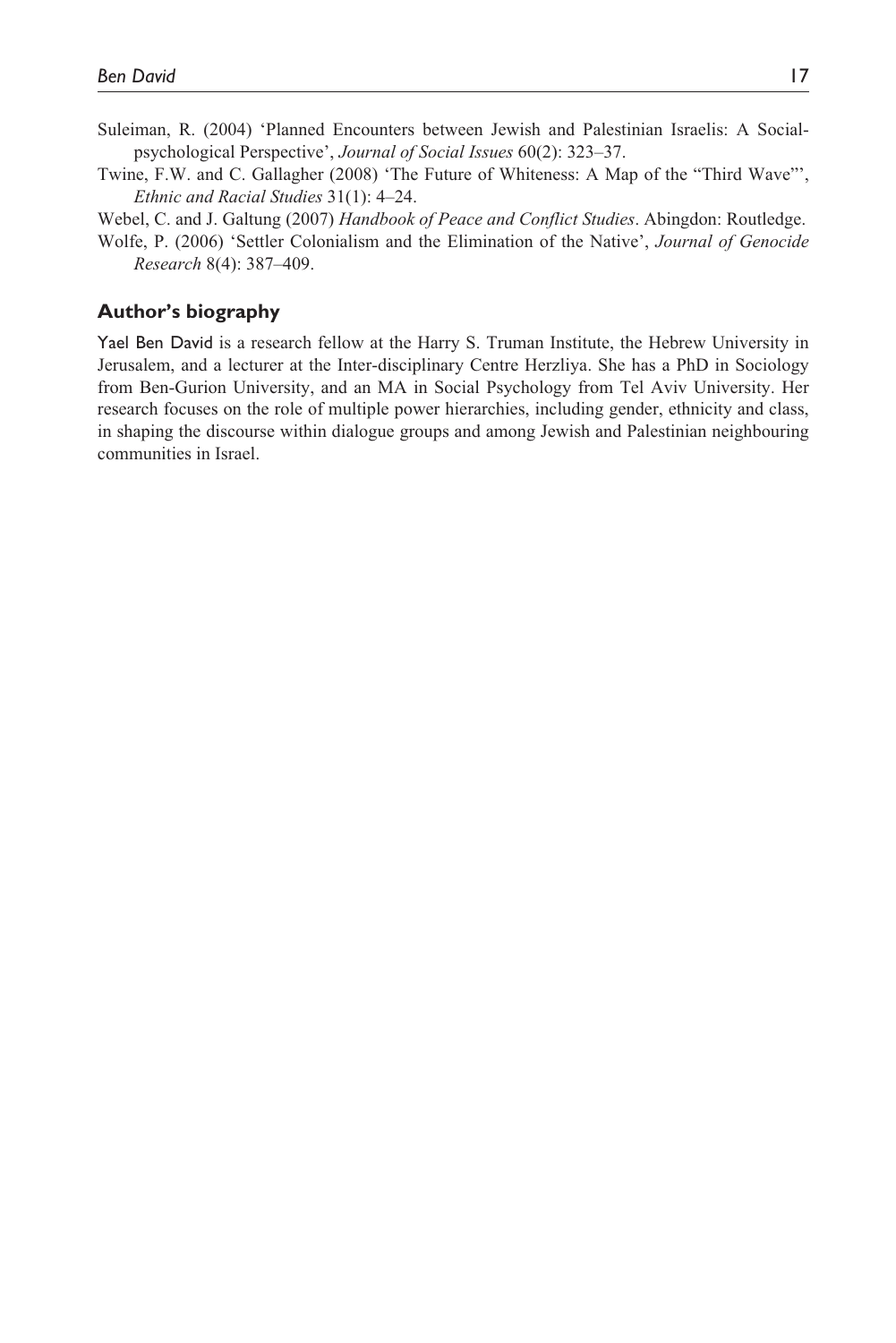Suleiman, R. (2004) 'Planned Encounters between Jewish and Palestinian Israelis: A Social-psychological Perspective', *Journal of Social Issues* 60(2): 323–37.

Twine, F.W. and C. Gallagher (2008) 'The Future of Whiteness: A Map of the "Third Wave"', *Ethnic and Racial Studies* 31(1): 4–24.

Webel, C. and J. Galtung (2007) *Handbook of Peace and Conflict Studies*. Abingdon: Routledge.

Wolfe, P. (2006) 'Settler Colonialism and the Elimination of the Native', *Journal of Genocide Research* 8(4): 387–409.

## Author's biography

Yael Ben David is a research fellow at the Harry S. Truman Institute, the Hebrew University in Jerusalem, and a lecturer at the Inter-disciplinary Centre Herzliya. She has a PhD in Sociology from Ben-Gurion University, and an MA in Social Psychology from Tel Aviv University. Her research focuses on the role of multiple power hierarchies, including gender, ethnicity and class, in shaping the discourse within dialogue groups and among Jewish and Palestinian neighbouring communities in Israel.